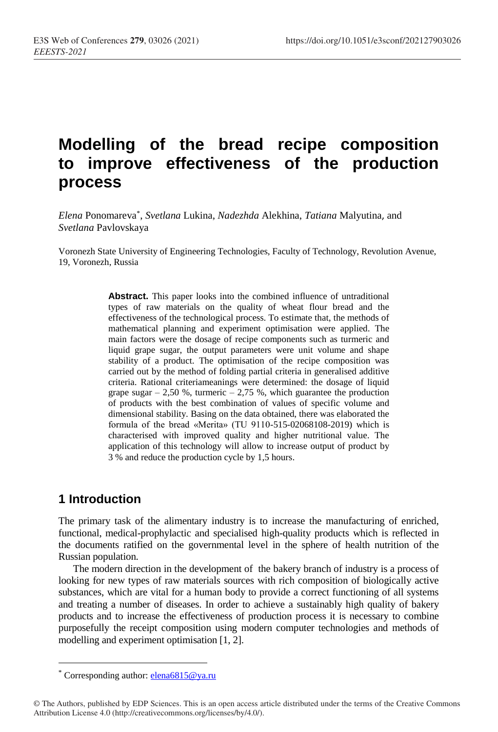// Modelling of the bread recipe composition to improve effectiveness of the production process

*Elena* Ponomareva[*], *Svetlana* Lukina, *Nadezhda* Alekhina, *Tatiana* Malyutina, and *Svetlana* Pavlovskaya

Voronezh State University of Engineering Technologies, Faculty of Technology, Revolution Avenue, 19, Voronezh, Russia

**Abstract.** This paper looks into the combined influence of untraditional types of raw materials on the quality of wheat flour bread and the effectiveness of the technological process. To estimate that, the methods of mathematical planning and experiment optimisation were applied. The main factors were the dosage of recipe components such as turmeric and liquid grape sugar, the output parameters were unit volume and shape stability of a product. The optimisation of the recipe composition was carried out by the method of folding partial criteria in generalised additive criteria. Rational criteriameanings were determined: the dosage of liquid grape sugar – 2,50 %, turmeric – 2,75 %, which guarantee the production of products with the best combination of values of specific volume and dimensional stability. Basing on the data obtained, there was elaborated the formula of the bread «Merita» (TU 9110-515-02068108-2019) which is characterised with improved quality and higher nutritional value. The application of this technology will allow to increase output of product by 3 % and reduce the production cycle by 1,5 hours.

## 1 Introduction

The primary task of the alimentary industry is to increase the manufacturing of enriched, functional, medical-prophylactic and specialised high-quality products which is reflected in the documents ratified on the governmental level in the sphere of health nutrition of the Russian population.

The modern direction in the development of the bakery branch of industry is a process of looking for new types of raw materials sources with rich composition of biologically active substances, which are vital for a human body to provide a correct functioning of all systems and treating a number of diseases. In order to achieve a sustainably high quality of bakery products and to increase the effectiveness of production process it is necessary to combine purposefully the receipt composition using modern computer technologies and methods of modelling and experiment optimisation [1, 2].

[*] Corresponding author: elena6815@ya.ru

© The Authors, published by EDP Sciences. This is an open access article distributed under the terms of the Creative Commons Attribution License 4.0 (http://creativecommons.org/licenses/by/4.0/).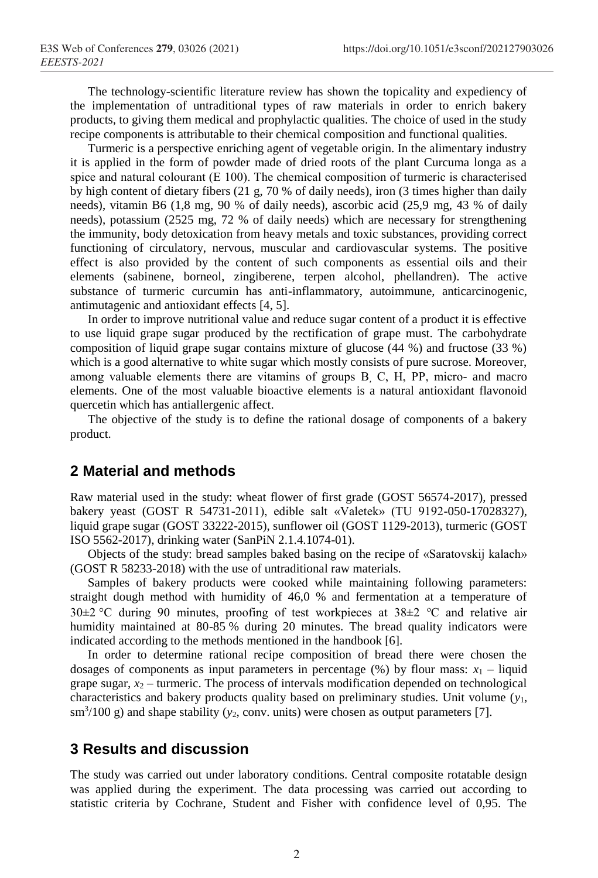The technology-scientific literature review has shown the topicality and expediency of the implementation of untraditional types of raw materials in order to enrich bakery products, to giving them medical and prophylactic qualities. The choice of used in the study recipe components is attributable to their chemical composition and functional qualities.

Turmeric is a perspective enriching agent of vegetable origin. In the alimentary industry it is applied in the form of powder made of dried roots of the plant Curcuma longa as a spice and natural colourant (E 100). The chemical composition of turmeric is characterised by high content of dietary fibers (21 g, 70 % of daily needs), iron (3 times higher than daily needs), vitamin B6 (1,8 mg, 90 % of daily needs), ascorbic acid (25,9 mg, 43 % of daily needs), potassium (2525 mg, 72 % of daily needs) which are necessary for strengthening the immunity, body detoxication from heavy metals and toxic substances, providing correct functioning of circulatory, nervous, muscular and cardiovascular systems. The positive effect is also provided by the content of such components as essential oils and their elements (sabinene, borneol, zingiberene, terpen alcohol, phellandren). The active substance of turmeric curcumin has anti-inflammatory, autoimmune, anticarcinogenic, antimutagenic and antioxidant effects [4, 5].

In order to improve nutritional value and reduce sugar content of a product it is effective to use liquid grape sugar produced by the rectification of grape must. The carbohydrate composition of liquid grape sugar contains mixture of glucose (44 %) and fructose (33 %) which is a good alternative to white sugar which mostly consists of pure sucrose. Moreover, among valuable elements there are vitamins of groups B, C, H, PP, micro- and macro elements. One of the most valuable bioactive elements is a natural antioxidant flavonoid quercetin which has antiallergenic affect.

The objective of the study is to define the rational dosage of components of a bakery product.

## 2 Material and methods

Raw material used in the study: wheat flower of first grade (GOST 56574-2017), pressed bakery yeast (GOST R 54731-2011), edible salt «Valetek» (TU 9192-050-17028327), liquid grape sugar (GOST 33222-2015), sunflower oil (GOST 1129-2013), turmeric (GOST ISO 5562-2017), drinking water (SanPiN 2.1.4.1074-01).

Objects of the study: bread samples baked basing on the recipe of «Saratovskij kalach» (GOST R 58233-2018) with the use of untraditional raw materials.

Samples of bakery products were cooked while maintaining following parameters: straight dough method with humidity of 46,0 % and fermentation at a temperature of 30±2 °C during 90 minutes, proofing of test workpieces at 38±2 ºC and relative air humidity maintained at 80-85 % during 20 minutes. The bread quality indicators were indicated according to the methods mentioned in the handbook [6].

In order to determine rational recipe composition of bread there were chosen the dosages of components as input parameters in percentage (%) by flour mass: $x_1$ – liquid grape sugar, $x_2$ – turmeric. The process of intervals modification depended on technological characteristics and bakery products quality based on preliminary studies. Unit volume ($y_1$, $sm^3$/100 g) and shape stability ($y_2$, conv. units) were chosen as output parameters [7].

## 3 Results and discussion

The study was carried out under laboratory conditions. Central composite rotatable design was applied during the experiment. The data processing was carried out according to statistic criteria by Cochrane, Student and Fisher with confidence level of 0,95. The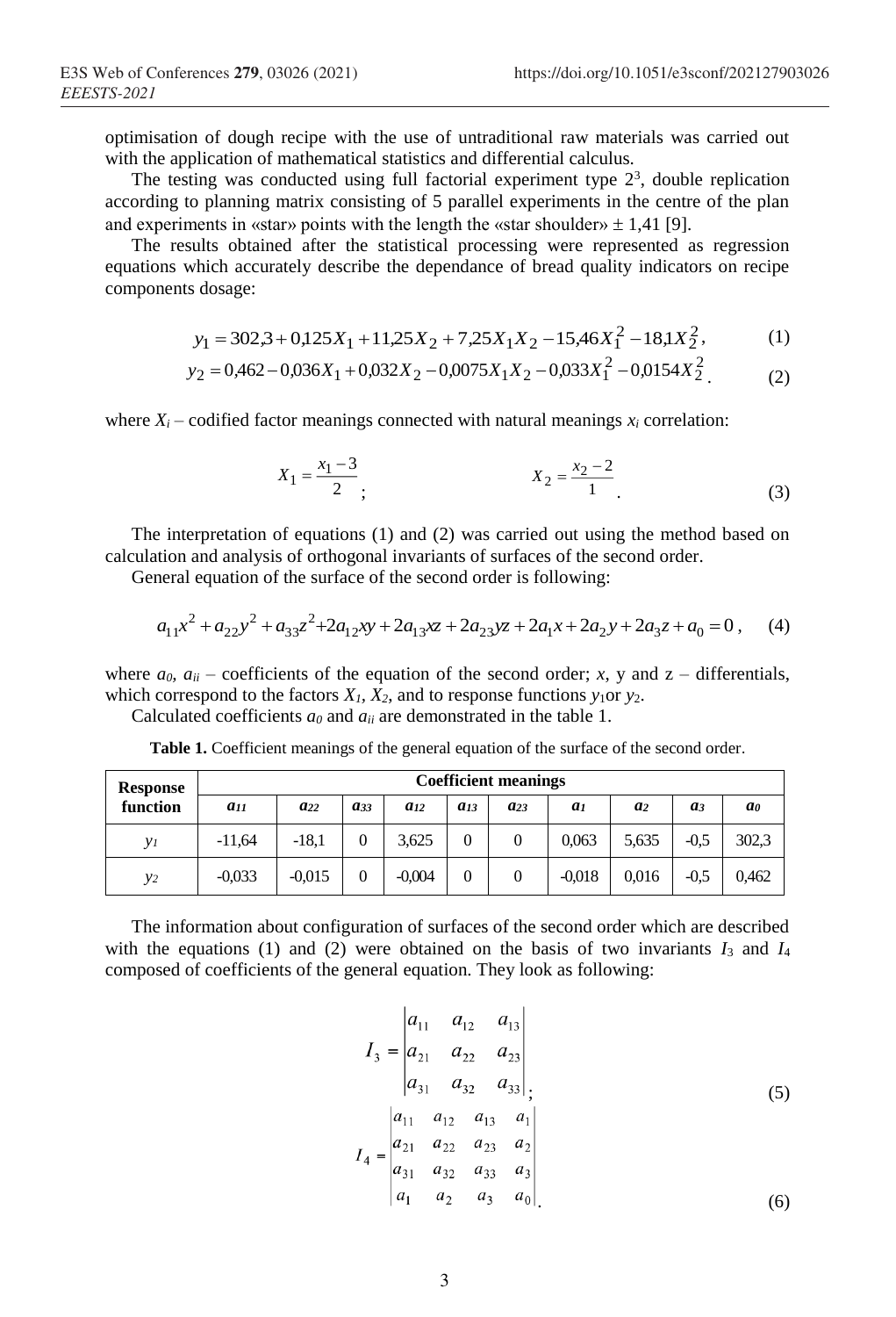optimisation of dough recipe with the use of untraditional raw materials was carried out with the application of mathematical statistics and differential calculus.

The testing was conducted using full factorial experiment type $2^3$, double replication according to planning matrix consisting of 5 parallel experiments in the centre of the plan and experiments in «star» points with the length the «star shoulder» ± 1,41 [9].

The results obtained after the statistical processing were represented as regression equations which accurately describe the dependance of bread quality indicators on recipe components dosage:

$$y_1 = 302{,}3 + 0{,}125X_1 + 11{,}25X_2 + 7{,}25X_1X_2 - 15{,}46X_1^2 - 18{,}1X_2^2, \quad (1)$$

$$y_2 = 0{,}462 - 0{,}036X_1 + 0{,}032X_2 - 0{,}0075X_1X_2 - 0{,}033X_1^2 - 0{,}0154X_2^2. \quad (2)$$

where $X_i$ – codified factor meanings connected with natural meanings $x_i$ correlation:

$$X_1 = \frac{x_1 - 3}{2}; \qquad X_2 = \frac{x_2 - 2}{1}. \quad (3)$$

The interpretation of equations (1) and (2) was carried out using the method based on calculation and analysis of orthogonal invariants of surfaces of the second order.

General equation of the surface of the second order is following:

$$a_{11}x^2 + a_{22}y^2 + a_{33}z^2 + 2a_{12}xy + 2a_{13}xz + 2a_{23}yz + 2a_1x + 2a_2y + 2a_3z + a_0 = 0, \quad (4)$$

where $a_0$, $a_{ii}$ – coefficients of the equation of the second order; $x$, y and z – differentials, which correspond to the factors $X_1$, $X_2$, and to response functions $y_1$or $y_2$.

Calculated coefficients $a_0$ and $a_{ii}$ are demonstrated in the table 1.

**Table 1.** Coefficient meanings of the general equation of the surface of the second order.

| Response function | Coefficient meanings | | | | | | | | | |
|---|---|---|---|---|---|---|---|---|---|---|
| | $a_{11}$ | $a_{22}$ | $a_{33}$ | $a_{12}$ | $a_{13}$ | $a_{23}$ | $a_1$ | $a_2$ | $a_3$ | $a_0$ |
| $y_1$ | -11,64 | -18,1 | 0 | 3,625 | 0 | 0 | 0,063 | 5,635 | -0,5 | 302,3 |
| $y_2$ | -0,033 | -0,015 | 0 | -0,004 | 0 | 0 | -0,018 | 0,016 | -0,5 | 0,462 |

The information about configuration of surfaces of the second order which are described with the equations (1) and (2) were obtained on the basis of two invariants $I_3$ and $I_4$ composed of coefficients of the general equation. They look as following:

$$I_3 = \begin{vmatrix} a_{11} & a_{12} & a_{13} \\ a_{21} & a_{22} & a_{23} \\ a_{31} & a_{32} & a_{33} \end{vmatrix}; \quad (5)$$

$$I_4 = \begin{vmatrix} a_{11} & a_{12} & a_{13} & a_1 \\ a_{21} & a_{22} & a_{23} & a_2 \\ a_{31} & a_{32} & a_{33} & a_3 \\ a_1 & a_2 & a_3 & a_0 \end{vmatrix}. \quad (6)$$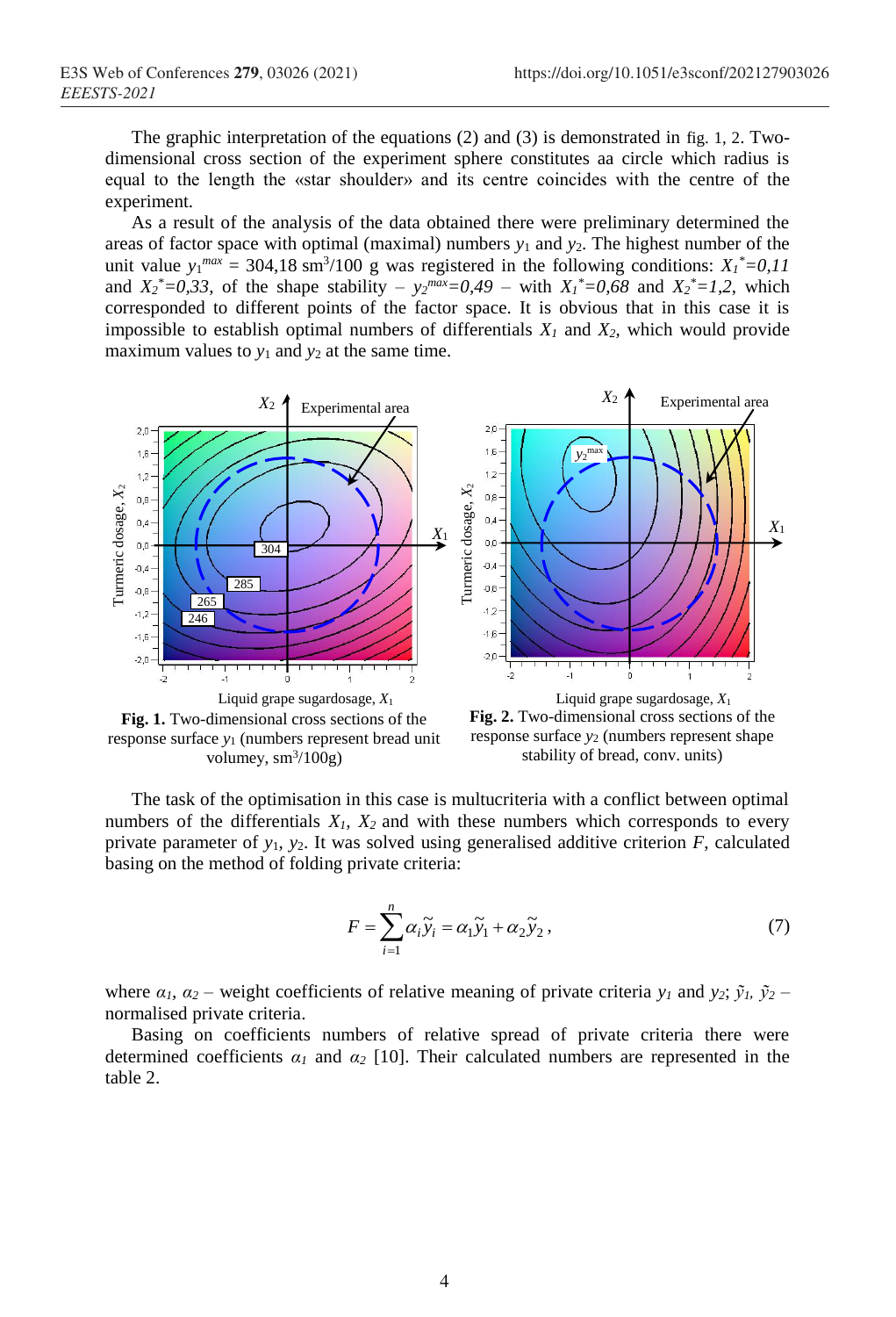The graphic interpretation of the equations (2) and (3) is demonstrated in fig. 1, 2. Two-dimensional cross section of the experiment sphere constitutes aa circle which radius is equal to the length the «star shoulder» and its centre coincides with the centre of the experiment.

As a result of the analysis of the data obtained there were preliminary determined the areas of factor space with optimal (maximal) numbers $y_1$ and $y_2$. The highest number of the unit value $y_1^{max}$ = 304,18 sm$^3$/100 g was registered in the following conditions: $X_1^*=0,11$ and $X_2^*=0,33$, of the shape stability – $y_2^{max}=0,49$ – with $X_1^*=0,68$ and $X_2^*=1,2$, which corresponded to different points of the factor space. It is obvious that in this case it is impossible to establish optimal numbers of differentials $X_1$ and $X_2$, which would provide maximum values to $y_1$ and $y_2$ at the same time.

**Fig. 1.** Two-dimensional cross sections of the response surface $y_1$ (numbers represent bread unit volumey, sm$^3$/100g)

**Fig. 2.** Two-dimensional cross sections of the response surface $y_2$ (numbers represent shape stability of bread, conv. units)

The task of the optimisation in this case is multucriteria with a conflict between optimal numbers of the differentials $X_1$, $X_2$ and with these numbers which corresponds to every private parameter of $y_1$, $y_2$. It was solved using generalised additive criterion $F$, calculated basing on the method of folding private criteria:

$$F = \sum_{i=1}^{n} \alpha_i \tilde{y}_i = \alpha_1 \tilde{y}_1 + \alpha_2 \tilde{y}_2 , \tag{7}$$

where $\alpha_1$, $\alpha_2$ – weight coefficients of relative meaning of private criteria $y_1$ and $y_2$; $\tilde{y}_1$, $\tilde{y}_2$ – normalised private criteria.

Basing on coefficients numbers of relative spread of private criteria there were determined coefficients $\alpha_1$ and $\alpha_2$ [10]. Their calculated numbers are represented in the table 2.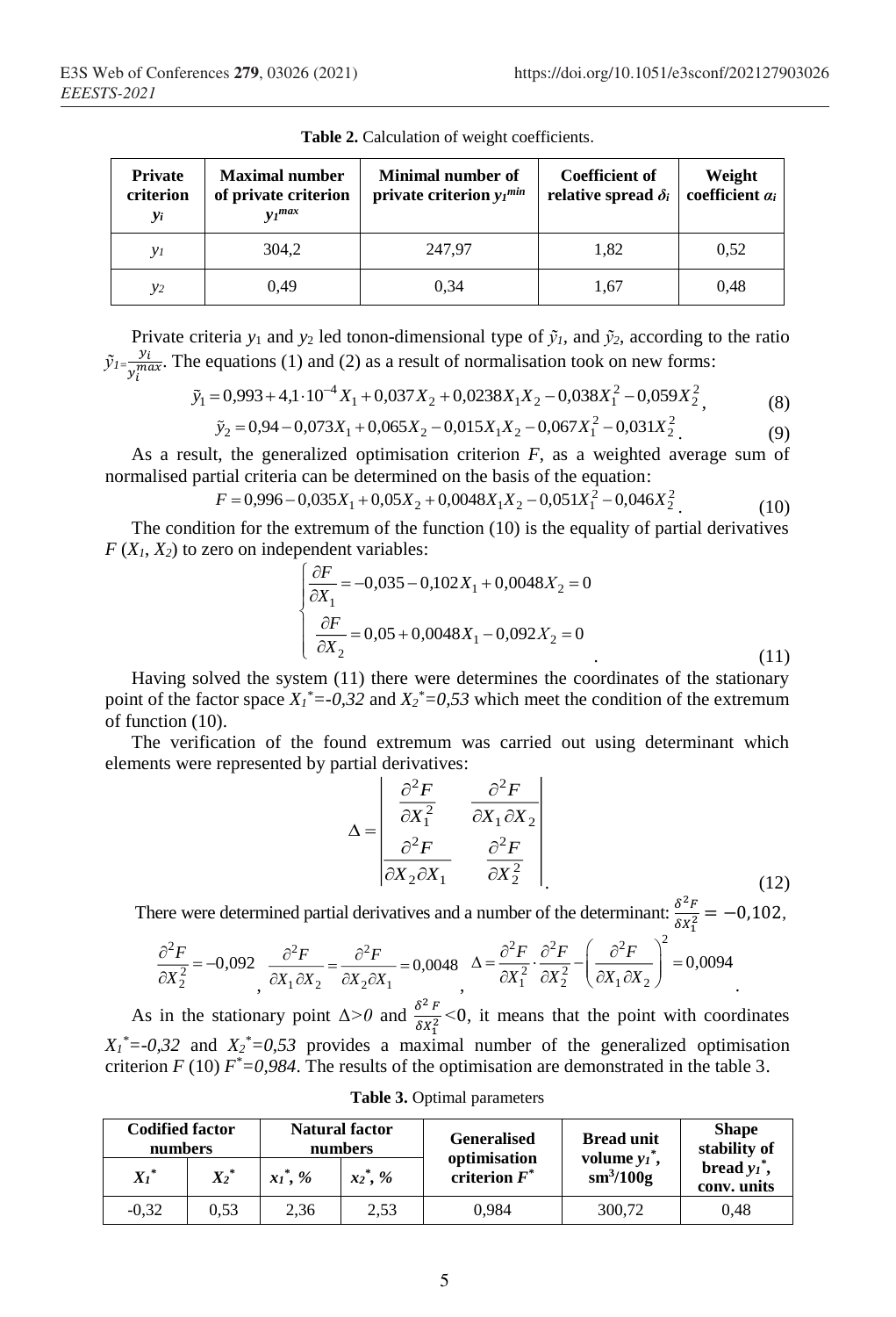**Table 2.** Calculation of weight coefficients.

| Private criterion $y_i$ | Maximal number of private criterion $y_1^{max}$ | Minimal number of private criterion $y_1^{min}$ | Coefficient of relative spread $\delta_i$ | Weight coefficient $\alpha_i$ |
|---|---|---|---|---|
| $y_1$ | 304,2 | 247,97 | 1,82 | 0,52 |
| $y_2$ | 0,49 | 0,34 | 1,67 | 0,48 |

Private criteria $y_1$ and $y_2$ led tonon-dimensional type of $\tilde{y}_1$, and $\tilde{y}_2$, according to the ratio $\tilde{y}_1 = \frac{y_i}{y_i^{max}}$. The equations (1) and (2) as a result of normalisation took on new forms:

$$\tilde{y}_1 = 0{,}993 + 4{,}1 \cdot 10^{-4} X_1 + 0{,}037 X_2 + 0{,}0238 X_1 X_2 - 0{,}038 X_1^2 - 0{,}059 X_2^2, \tag{8}$$

$$\tilde{y}_2 = 0{,}94 - 0{,}073 X_1 + 0{,}065 X_2 - 0{,}015 X_1 X_2 - 0{,}067 X_1^2 - 0{,}031 X_2^2. \tag{9}$$

As a result, the generalized optimisation criterion $F$, as a weighted average sum of normalised partial criteria can be determined on the basis of the equation:

$$F = 0{,}996 - 0{,}035 X_1 + 0{,}05 X_2 + 0{,}0048 X_1 X_2 - 0{,}051 X_1^2 - 0{,}046 X_2^2. \tag{10}$$

The condition for the extremum of the function (10) is the equality of partial derivatives $F(X_1, X_2)$ to zero on independent variables:

$$\begin{cases} \dfrac{\partial F}{\partial X_1} = -0{,}035 - 0{,}102 X_1 + 0{,}0048 X_2 = 0 \\ \dfrac{\partial F}{\partial X_2} = 0{,}05 + 0{,}0048 X_1 - 0{,}092 X_2 = 0 \end{cases} \tag{11}$$

Having solved the system (11) there were determines the coordinates of the stationary point of the factor space $X_1^* = -0{,}32$ and $X_2^* = 0{,}53$ which meet the condition of the extremum of function (10).

The verification of the found extremum was carried out using determinant which elements were represented by partial derivatives:

$$\Delta = \begin{vmatrix} \dfrac{\partial^2 F}{\partial X_1^2} & \dfrac{\partial^2 F}{\partial X_1 \partial X_2} \\ \dfrac{\partial^2 F}{\partial X_2 \partial X_1} & \dfrac{\partial^2 F}{\partial X_2^2} \end{vmatrix}. \tag{12}$$

There were determined partial derivatives and a number of the determinant: $\frac{\delta^2 F}{\delta x_1^2} = -0{,}102$,

$$\frac{\partial^2 F}{\partial X_2^2} = -0{,}092, \quad \frac{\partial^2 F}{\partial X_1 \partial X_2} = \frac{\partial^2 F}{\partial X_2 \partial X_1} = 0{,}0048, \quad \Delta = \frac{\partial^2 F}{\partial X_1^2} \cdot \frac{\partial^2 F}{\partial X_2^2} - \left( \frac{\partial^2 F}{\partial X_1 \partial X_2} \right)^2 = 0{,}0094.$$

As in the stationary point $\Delta > 0$ and $\frac{\delta^2 F}{\delta x_1^2} < 0$, it means that the point with coordinates $X_1^* = -0{,}32$ and $X_2^* = 0{,}53$ provides a maximal number of the generalized optimisation criterion $F$ (10) $F^* = 0{,}984$. The results of the optimisation are demonstrated in the table 3.

**Table 3.** Optimal parameters

| Codified factor numbers | | Natural factor numbers | | Generalised optimisation criterion $F^*$ | Bread unit volume $y_1^*$, sm$^3$/100g | Shape stability of bread $y_1^*$, conv. units |
|---|---|---|---|---|---|---|
| $X_1^*$ | $X_2^*$ | $x_1^*$, % | $x_2^*$, % | | | |
| -0,32 | 0,53 | 2,36 | 2,53 | 0,984 | 300,72 | 0,48 |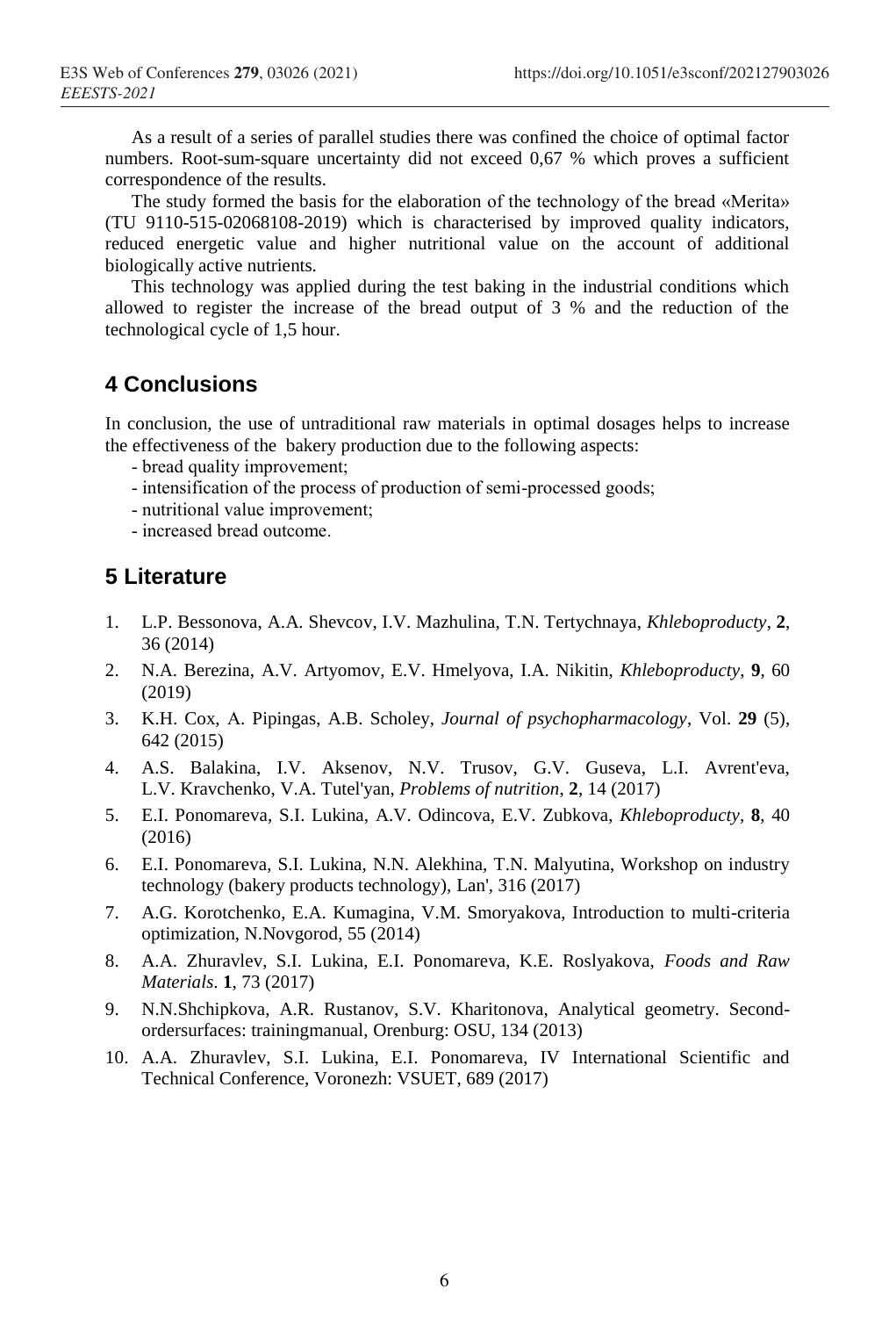As a result of a series of parallel studies there was confined the choice of optimal factor numbers. Root-sum-square uncertainty did not exceed 0,67 % which proves a sufficient correspondence of the results.

The study formed the basis for the elaboration of the technology of the bread «Merita» (TU 9110-515-02068108-2019) which is characterised by improved quality indicators, reduced energetic value and higher nutritional value on the account of additional biologically active nutrients.

This technology was applied during the test baking in the industrial conditions which allowed to register the increase of the bread output of 3 % and the reduction of the technological cycle of 1,5 hour.

## 4 Conclusions

In conclusion, the use of untraditional raw materials in optimal dosages helps to increase the effectiveness of the bakery production due to the following aspects:

- bread quality improvement;
- intensification of the process of production of semi-processed goods;
- nutritional value improvement;
- increased bread outcome.

## 5 Literature

1. L.P. Bessonova, A.A. Shevcov, I.V. Mazhulina, T.N. Tertychnaya, *Khleboproducty*, **2**, 36 (2014)
2. N.A. Berezina, A.V. Artyomov, E.V. Hmelyova, I.A. Nikitin, *Khleboproducty*, **9**, 60 (2019)
3. K.H. Cox, A. Pipingas, A.B. Scholey, *Journal of psychopharmacology*, Vol. **29** (5), 642 (2015)
4. A.S. Balakina, I.V. Aksenov, N.V. Trusov, G.V. Guseva, L.I. Avrent'eva, L.V. Kravchenko, V.A. Tutel'yan, *Problems of nutrition*, **2**, 14 (2017)
5. E.I. Ponomareva, S.I. Lukina, A.V. Odincova, E.V. Zubkova, *Khleboproducty*, **8**, 40 (2016)
6. E.I. Ponomareva, S.I. Lukina, N.N. Alekhina, T.N. Malyutina, Workshop on industry technology (bakery products technology), Lan', 316 (2017)
7. A.G. Korotchenko, E.A. Kumagina, V.M. Smoryakova, Introduction to multi-criteria optimization, N.Novgorod, 55 (2014)
8. A.A. Zhuravlev, S.I. Lukina, E.I. Ponomareva, K.E. Roslyakova, *Foods and Raw Materials*. **1**, 73 (2017)
9. N.N.Shchipkova, A.R. Rustanov, S.V. Kharitonova, Analytical geometry. Second-ordersurfaces: trainingmanual, Orenburg: OSU, 134 (2013)
10. A.A. Zhuravlev, S.I. Lukina, E.I. Ponomareva, IV International Scientific and Technical Conference, Voronezh: VSUET, 689 (2017)